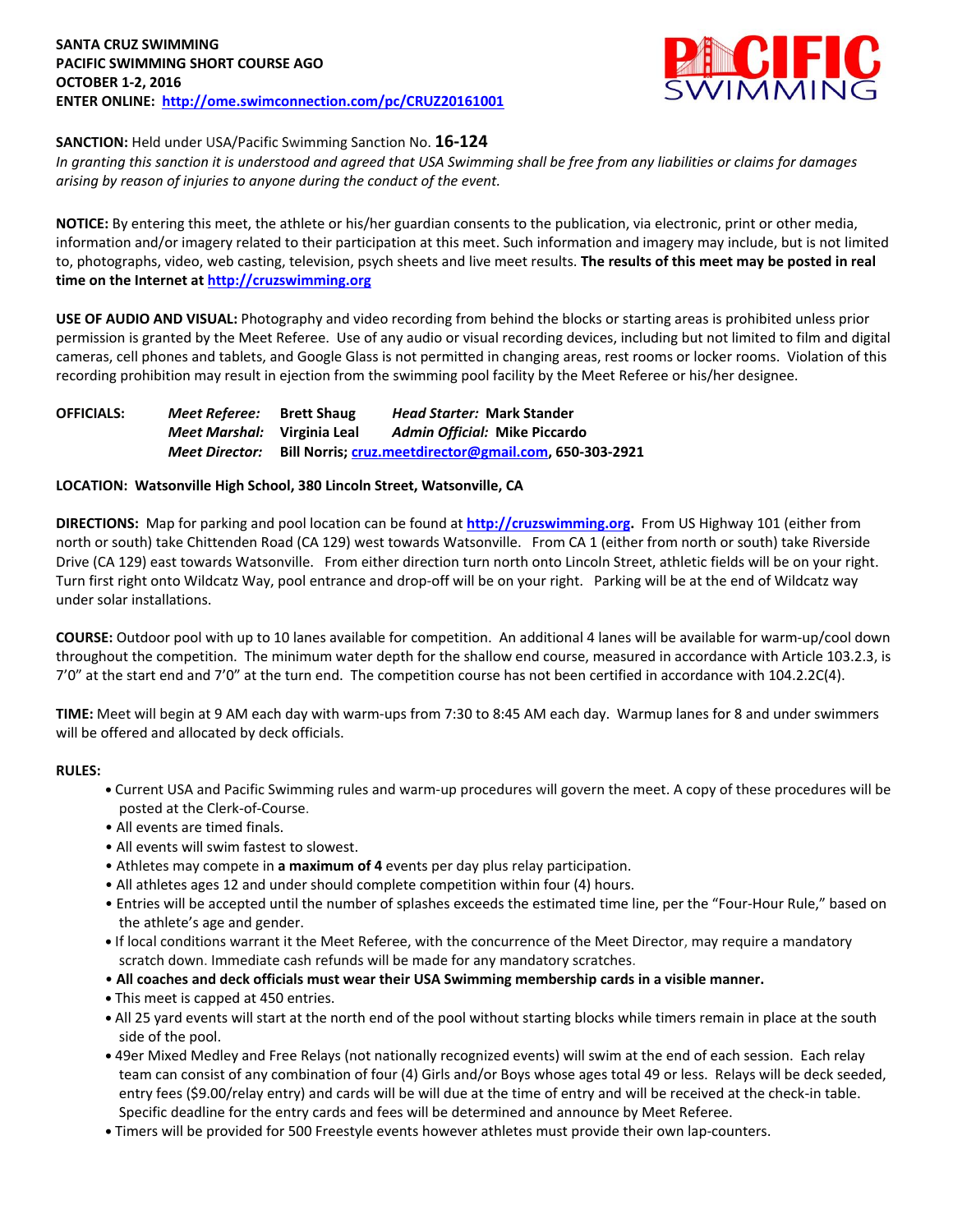**SANTA CRUZ SWIMMING**
**PACIFIC SWIMMING SHORT COURSE AGO**
**OCTOBER 1-2, 2016**
**ENTER ONLINE: [http://ome.swimconnection.com/pc/CRUZ20161001](http://ome.swimconnection.com/pc/CRUZ20161001)**

**SANCTION:** Held under USA/Pacific Swimming Sanction No. **16-124**
*In granting this sanction it is understood and agreed that USA Swimming shall be free from any liabilities or claims for damages arising by reason of injuries to anyone during the conduct of the event.*

**NOTICE:** By entering this meet, the athlete or his/her guardian consents to the publication, via electronic, print or other media, information and/or imagery related to their participation at this meet. Such information and imagery may include, but is not limited to, photographs, video, web casting, television, psych sheets and live meet results. **The results of this meet may be posted in real time on the Internet at [http://cruzswimming.org](http://cruzswimming.org)**

**USE OF AUDIO AND VISUAL:** Photography and video recording from behind the blocks or starting areas is prohibited unless prior permission is granted by the Meet Referee. Use of any audio or visual recording devices, including but not limited to film and digital cameras, cell phones and tablets, and Google Glass is not permitted in changing areas, rest rooms or locker rooms. Violation of this recording prohibition may result in ejection from the swimming pool facility by the Meet Referee or his/her designee.

**OFFICIALS:**
*Meet Referee:* **Brett Shaug** — *Head Starter:* **Mark Stander**
*Meet Marshal:* **Virginia Leal** — *Admin Official:* **Mike Piccardo**
*Meet Director:* **Bill Norris; [cruz.meetdirector@gmail.com](mailto:cruz.meetdirector@gmail.com), 650-303-2921**

**LOCATION: Watsonville High School, 380 Lincoln Street, Watsonville, CA**

**DIRECTIONS:** Map for parking and pool location can be found at **[http://cruzswimming.org](http://cruzswimming.org).** From US Highway 101 (either from north or south) take Chittenden Road (CA 129) west towards Watsonville. From CA 1 (either from north or south) take Riverside Drive (CA 129) east towards Watsonville. From either direction turn north onto Lincoln Street, athletic fields will be on your right. Turn first right onto Wildcatz Way, pool entrance and drop-off will be on your right. Parking will be at the end of Wildcatz way under solar installations.

**COURSE:** Outdoor pool with up to 10 lanes available for competition. An additional 4 lanes will be available for warm-up/cool down throughout the competition. The minimum water depth for the shallow end course, measured in accordance with Article 103.2.3, is 7'0" at the start end and 7'0" at the turn end. The competition course has not been certified in accordance with 104.2.2C(4).

**TIME:** Meet will begin at 9 AM each day with warm-ups from 7:30 to 8:45 AM each day. Warmup lanes for 8 and under swimmers will be offered and allocated by deck officials.

**RULES:**

- Current USA and Pacific Swimming rules and warm-up procedures will govern the meet. A copy of these procedures will be posted at the Clerk-of-Course.
- All events are timed finals.
- All events will swim fastest to slowest.
- Athletes may compete in **a maximum of 4** events per day plus relay participation.
- All athletes ages 12 and under should complete competition within four (4) hours.
- Entries will be accepted until the number of splashes exceeds the estimated time line, per the "Four-Hour Rule," based on the athlete's age and gender.
- If local conditions warrant it the Meet Referee, with the concurrence of the Meet Director, may require a mandatory scratch down. Immediate cash refunds will be made for any mandatory scratches.
- **All coaches and deck officials must wear their USA Swimming membership cards in a visible manner.**
- This meet is capped at 450 entries.
- All 25 yard events will start at the north end of the pool without starting blocks while timers remain in place at the south side of the pool.
- 49er Mixed Medley and Free Relays (not nationally recognized events) will swim at the end of each session. Each relay team can consist of any combination of four (4) Girls and/or Boys whose ages total 49 or less. Relays will be deck seeded, entry fees ($9.00/relay entry) and cards will be will due at the time of entry and will be received at the check-in table. Specific deadline for the entry cards and fees will be determined and announce by Meet Referee.
- Timers will be provided for 500 Freestyle events however athletes must provide their own lap-counters.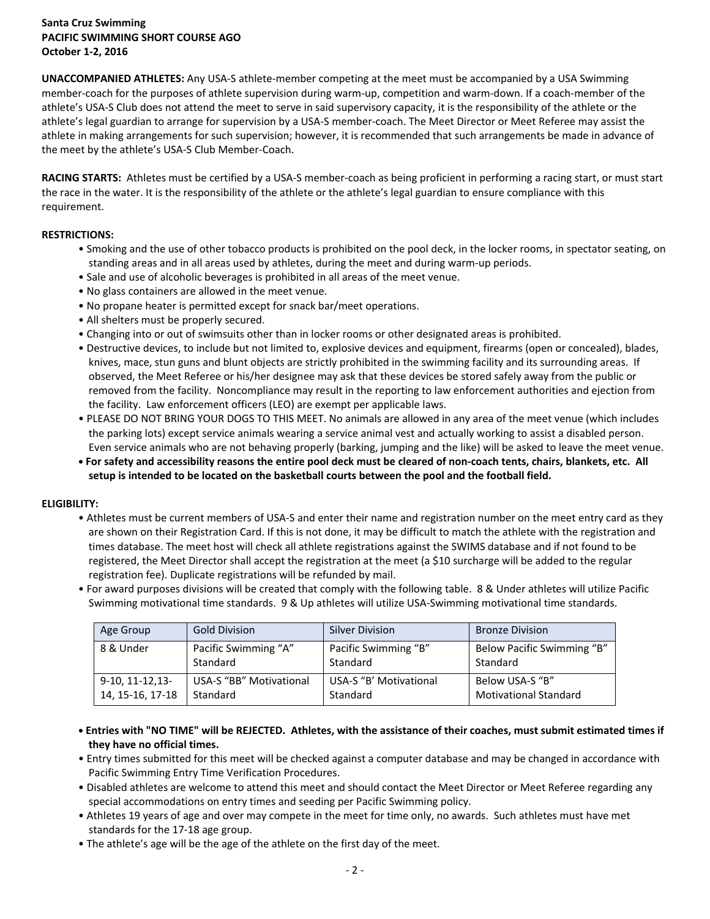**Santa Cruz Swimming**
**PACIFIC SWIMMING SHORT COURSE AGO**
**October 1-2, 2016**

**UNACCOMPANIED ATHLETES:** Any USA-S athlete-member competing at the meet must be accompanied by a USA Swimming member-coach for the purposes of athlete supervision during warm-up, competition and warm-down. If a coach-member of the athlete's USA-S Club does not attend the meet to serve in said supervisory capacity, it is the responsibility of the athlete or the athlete's legal guardian to arrange for supervision by a USA-S member-coach. The Meet Director or Meet Referee may assist the athlete in making arrangements for such supervision; however, it is recommended that such arrangements be made in advance of the meet by the athlete's USA-S Club Member-Coach.

**RACING STARTS:** Athletes must be certified by a USA-S member-coach as being proficient in performing a racing start, or must start the race in the water. It is the responsibility of the athlete or the athlete's legal guardian to ensure compliance with this requirement.

**RESTRICTIONS:**

- Smoking and the use of other tobacco products is prohibited on the pool deck, in the locker rooms, in spectator seating, on standing areas and in all areas used by athletes, during the meet and during warm-up periods.
- Sale and use of alcoholic beverages is prohibited in all areas of the meet venue.
- No glass containers are allowed in the meet venue.
- No propane heater is permitted except for snack bar/meet operations.
- All shelters must be properly secured.
- Changing into or out of swimsuits other than in locker rooms or other designated areas is prohibited.
- Destructive devices, to include but not limited to, explosive devices and equipment, firearms (open or concealed), blades, knives, mace, stun guns and blunt objects are strictly prohibited in the swimming facility and its surrounding areas. If observed, the Meet Referee or his/her designee may ask that these devices be stored safely away from the public or removed from the facility. Noncompliance may result in the reporting to law enforcement authorities and ejection from the facility. Law enforcement officers (LEO) are exempt per applicable laws.
- PLEASE DO NOT BRING YOUR DOGS TO THIS MEET. No animals are allowed in any area of the meet venue (which includes the parking lots) except service animals wearing a service animal vest and actually working to assist a disabled person. Even service animals who are not behaving properly (barking, jumping and the like) will be asked to leave the meet venue.
- **For safety and accessibility reasons the entire pool deck must be cleared of non-coach tents, chairs, blankets, etc. All setup is intended to be located on the basketball courts between the pool and the football field.**

**ELIGIBILITY:**

- Athletes must be current members of USA-S and enter their name and registration number on the meet entry card as they are shown on their Registration Card. If this is not done, it may be difficult to match the athlete with the registration and times database. The meet host will check all athlete registrations against the SWIMS database and if not found to be registered, the Meet Director shall accept the registration at the meet (a $10 surcharge will be added to the regular registration fee). Duplicate registrations will be refunded by mail.
- For award purposes divisions will be created that comply with the following table. 8 & Under athletes will utilize Pacific Swimming motivational time standards. 9 & Up athletes will utilize USA-Swimming motivational time standards.

| Age Group | Gold Division | Silver Division | Bronze Division |
|---|---|---|---|
| 8 & Under | Pacific Swimming "A" Standard | Pacific Swimming "B" Standard | Below Pacific Swimming "B" Standard |
| 9-10, 11-12,13-14, 15-16, 17-18 | USA-S "BB" Motivational Standard | USA-S "B' Motivational Standard | Below USA-S "B" Motivational Standard |

- **Entries with "NO TIME" will be REJECTED. Athletes, with the assistance of their coaches, must submit estimated times if they have no official times.**
- Entry times submitted for this meet will be checked against a computer database and may be changed in accordance with Pacific Swimming Entry Time Verification Procedures.
- Disabled athletes are welcome to attend this meet and should contact the Meet Director or Meet Referee regarding any special accommodations on entry times and seeding per Pacific Swimming policy.
- Athletes 19 years of age and over may compete in the meet for time only, no awards. Such athletes must have met standards for the 17-18 age group.
- The athlete's age will be the age of the athlete on the first day of the meet.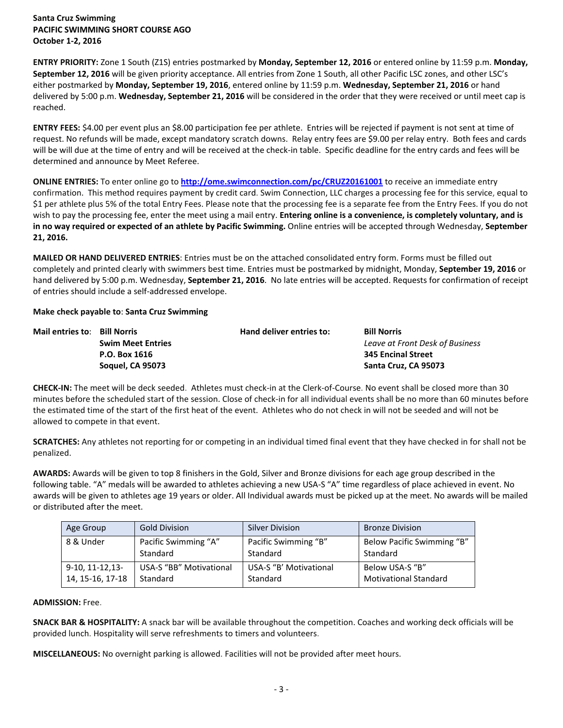**Santa Cruz Swimming**
**PACIFIC SWIMMING SHORT COURSE AGO**
**October 1-2, 2016**

**ENTRY PRIORITY:** Zone 1 South (Z1S) entries postmarked by **Monday, September 12, 2016** or entered online by 11:59 p.m. **Monday, September 12, 2016** will be given priority acceptance. All entries from Zone 1 South, all other Pacific LSC zones, and other LSC's either postmarked by **Monday, September 19, 2016**, entered online by 11:59 p.m. **Wednesday, September 21, 2016** or hand delivered by 5:00 p.m. **Wednesday, September 21, 2016** will be considered in the order that they were received or until meet cap is reached.

**ENTRY FEES:** $4.00 per event plus an $8.00 participation fee per athlete. Entries will be rejected if payment is not sent at time of request. No refunds will be made, except mandatory scratch downs. Relay entry fees are $9.00 per relay entry. Both fees and cards will be will due at the time of entry and will be received at the check-in table. Specific deadline for the entry cards and fees will be determined and announce by Meet Referee.

**ONLINE ENTRIES:** To enter online go to **http://ome.swimconnection.com/pc/CRUZ20161001** to receive an immediate entry confirmation. This method requires payment by credit card. Swim Connection, LLC charges a processing fee for this service, equal to $1 per athlete plus 5% of the total Entry Fees. Please note that the processing fee is a separate fee from the Entry Fees. If you do not wish to pay the processing fee, enter the meet using a mail entry. **Entering online is a convenience, is completely voluntary, and is in no way required or expected of an athlete by Pacific Swimming.** Online entries will be accepted through Wednesday, **September 21, 2016.**

**MAILED OR HAND DELIVERED ENTRIES**: Entries must be on the attached consolidated entry form. Forms must be filled out completely and printed clearly with swimmers best time. Entries must be postmarked by midnight, Monday, **September 19, 2016** or hand delivered by 5:00 p.m. Wednesday, **September 21, 2016**. No late entries will be accepted. Requests for confirmation of receipt of entries should include a self-addressed envelope.

**Make check payable to**: **Santa Cruz Swimming**

| **Mail entries to**: | **Bill Norris** | **Hand deliver entries to:** | **Bill Norris** |
|---|---|---|---|
| | **Swim Meet Entries** | | *Leave at Front Desk of Business* |
| | **P.O. Box 1616** | | **345 Encinal Street** |
| | **Soquel, CA 95073** | | **Santa Cruz, CA 95073** |

**CHECK-IN:** The meet will be deck seeded. Athletes must check-in at the Clerk-of-Course. No event shall be closed more than 30 minutes before the scheduled start of the session. Close of check-in for all individual events shall be no more than 60 minutes before the estimated time of the start of the first heat of the event. Athletes who do not check in will not be seeded and will not be allowed to compete in that event.

**SCRATCHES:** Any athletes not reporting for or competing in an individual timed final event that they have checked in for shall not be penalized.

**AWARDS:** Awards will be given to top 8 finishers in the Gold, Silver and Bronze divisions for each age group described in the following table. "A" medals will be awarded to athletes achieving a new USA-S "A" time regardless of place achieved in event. No awards will be given to athletes age 19 years or older. All Individual awards must be picked up at the meet. No awards will be mailed or distributed after the meet.

| Age Group | Gold Division | Silver Division | Bronze Division |
|---|---|---|---|
| 8 & Under | Pacific Swimming "A" Standard | Pacific Swimming "B" Standard | Below Pacific Swimming "B" Standard |
| 9-10, 11-12,13-14, 15-16, 17-18 | USA-S "BB" Motivational Standard | USA-S "B' Motivational Standard | Below USA-S "B" Motivational Standard |

**ADMISSION:** Free.

**SNACK BAR & HOSPITALITY:** A snack bar will be available throughout the competition. Coaches and working deck officials will be provided lunch. Hospitality will serve refreshments to timers and volunteers.

**MISCELLANEOUS:** No overnight parking is allowed. Facilities will not be provided after meet hours.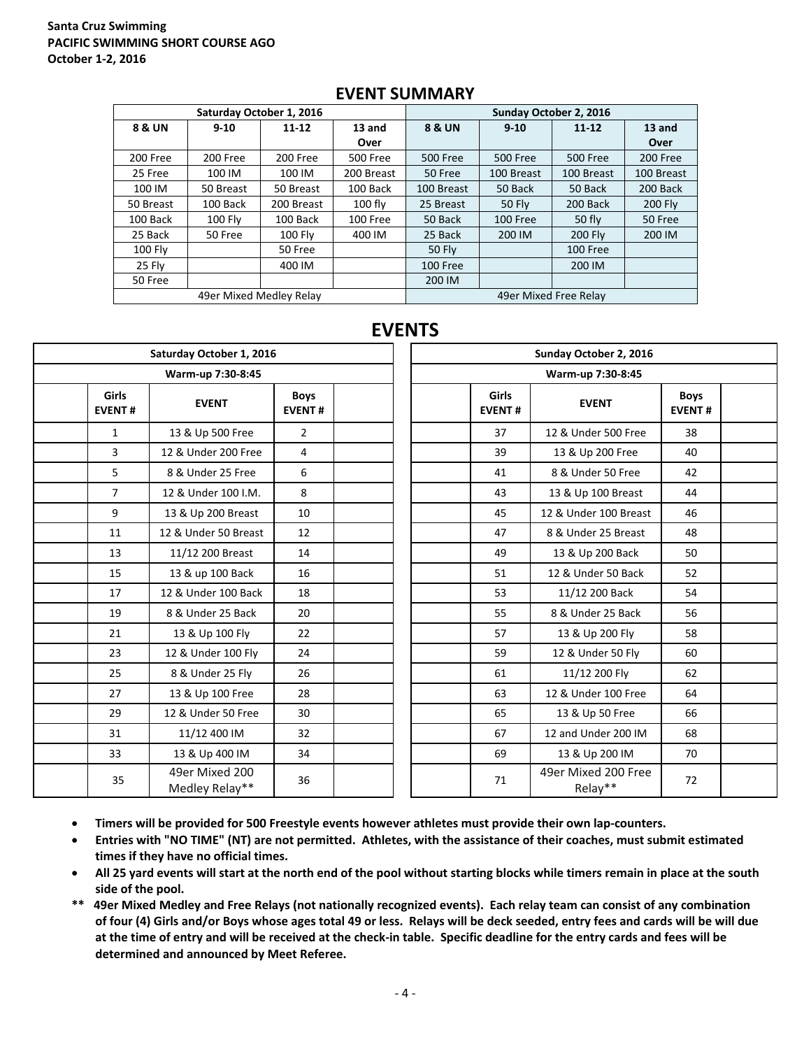**Santa Cruz Swimming**
**PACIFIC SWIMMING SHORT COURSE AGO**
**October 1-2, 2016**

## EVENT SUMMARY

| Saturday October 1, 2016 | | | | Sunday October 2, 2016 | | | |
|---|---|---|---|---|---|---|---|
| 8 & UN | 9-10 | 11-12 | 13 and Over | 8 & UN | 9-10 | 11-12 | 13 and Over |
| 200 Free | 200 Free | 200 Free | 500 Free | 500 Free | 500 Free | 500 Free | 200 Free |
| 25 Free | 100 IM | 100 IM | 200 Breast | 50 Free | 100 Breast | 100 Breast | 100 Breast |
| 100 IM | 50 Breast | 50 Breast | 100 Back | 100 Breast | 50 Back | 50 Back | 200 Back |
| 50 Breast | 100 Back | 200 Breast | 100 fly | 25 Breast | 50 Fly | 200 Back | 200 Fly |
| 100 Back | 100 Fly | 100 Back | 100 Free | 50 Back | 100 Free | 50 fly | 50 Free |
| 25 Back | 50 Free | 100 Fly | 400 IM | 25 Back | 200 IM | 200 Fly | 200 IM |
| 100 Fly | | 50 Free | | 50 Fly | | 100 Free | |
| 25 Fly | | 400 IM | | 100 Free | | 200 IM | |
| 50 Free | | | | 200 IM | | | |
| 49er Mixed Medley Relay | | | | 49er Mixed Free Relay | | | |

## EVENTS

| Saturday October 1, 2016 | | | | | Sunday October 2, 2016 | | | | |
|---|---|---|---|---|---|---|---|---|---|
| Warm-up 7:30-8:45 | | | | | Warm-up 7:30-8:45 | | | | |
| | Girls EVENT # | EVENT | Boys EVENT # | | | Girls EVENT # | EVENT | Boys EVENT # | |
| | 1 | 13 & Up 500 Free | 2 | | | 37 | 12 & Under 500 Free | 38 | |
| | 3 | 12 & Under 200 Free | 4 | | | 39 | 13 & Up 200 Free | 40 | |
| | 5 | 8 & Under 25 Free | 6 | | | 41 | 8 & Under 50 Free | 42 | |
| | 7 | 12 & Under 100 I.M. | 8 | | | 43 | 13 & Up 100 Breast | 44 | |
| | 9 | 13 & Up 200 Breast | 10 | | | 45 | 12 & Under 100 Breast | 46 | |
| | 11 | 12 & Under 50 Breast | 12 | | | 47 | 8 & Under 25 Breast | 48 | |
| | 13 | 11/12 200 Breast | 14 | | | 49 | 13 & Up 200 Back | 50 | |
| | 15 | 13 & up 100 Back | 16 | | | 51 | 12 & Under 50 Back | 52 | |
| | 17 | 12 & Under 100 Back | 18 | | | 53 | 11/12 200 Back | 54 | |
| | 19 | 8 & Under 25 Back | 20 | | | 55 | 8 & Under 25 Back | 56 | |
| | 21 | 13 & Up 100 Fly | 22 | | | 57 | 13 & Up 200 Fly | 58 | |
| | 23 | 12 & Under 100 Fly | 24 | | | 59 | 12 & Under 50 Fly | 60 | |
| | 25 | 8 & Under 25 Fly | 26 | | | 61 | 11/12 200 Fly | 62 | |
| | 27 | 13 & Up 100 Free | 28 | | | 63 | 12 & Under 100 Free | 64 | |
| | 29 | 12 & Under 50 Free | 30 | | | 65 | 13 & Up 50 Free | 66 | |
| | 31 | 11/12 400 IM | 32 | | | 67 | 12 and Under 200 IM | 68 | |
| | 33 | 13 & Up 400 IM | 34 | | | 69 | 13 & Up 200 IM | 70 | |
| | 35 | 49er Mixed 200 Medley Relay** | 36 | | | 71 | 49er Mixed 200 Free Relay** | 72 | |

- **Timers will be provided for 500 Freestyle events however athletes must provide their own lap-counters.**
- **Entries with "NO TIME" (NT) are not permitted. Athletes, with the assistance of their coaches, must submit estimated times if they have no official times.**
- **All 25 yard events will start at the north end of the pool without starting blocks while timers remain in place at the south side of the pool.**

**\*\* 49er Mixed Medley and Free Relays (not nationally recognized events). Each relay team can consist of any combination of four (4) Girls and/or Boys whose ages total 49 or less. Relays will be deck seeded, entry fees and cards will be will due at the time of entry and will be received at the check-in table. Specific deadline for the entry cards and fees will be determined and announced by Meet Referee.**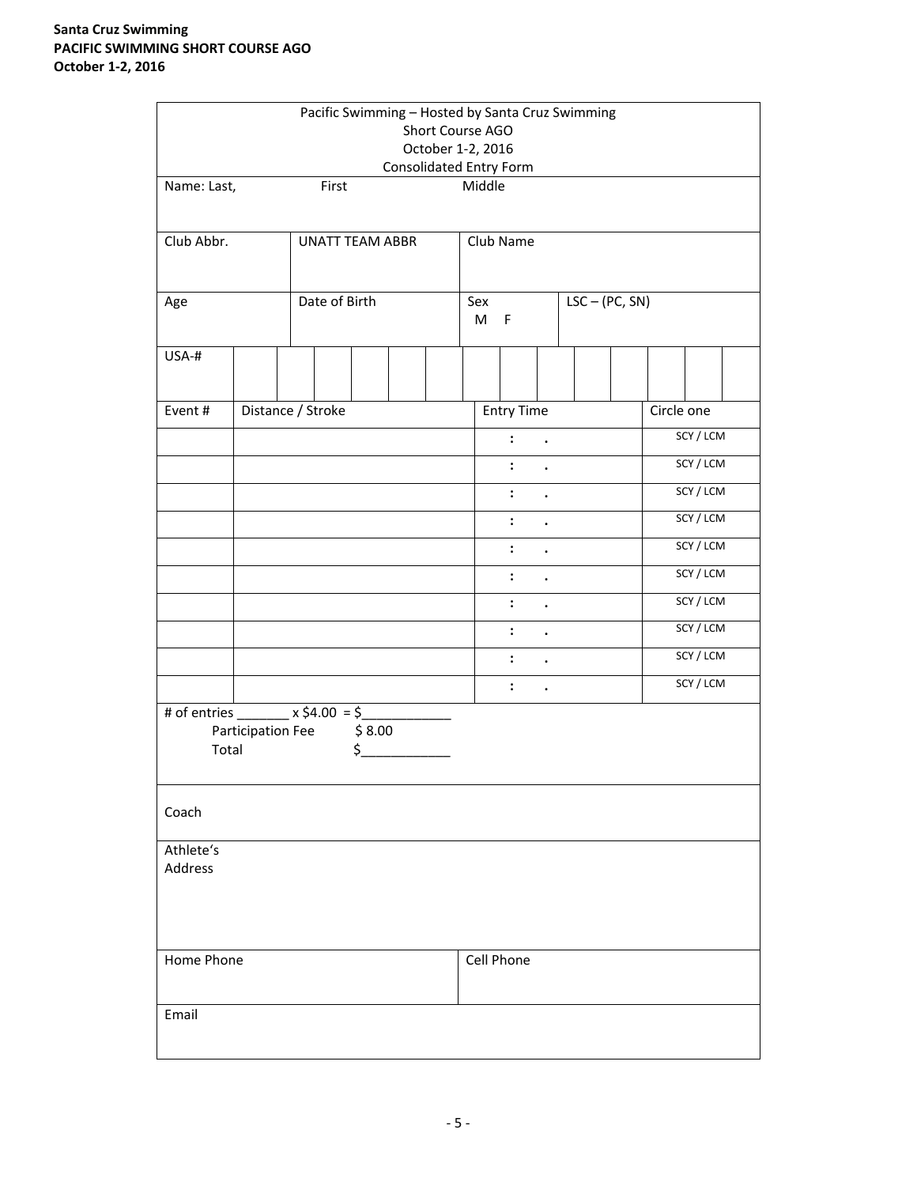Pacific Swimming – Hosted by Santa Cruz Swimming
Short Course AGO
October 1-2, 2016
Consolidated Entry Form

| | | | |
|---|---|---|---|
| Name: Last, | First | Middle | |
| Club Abbr. | UNATT TEAM ABBR | Club Name | |
| Age | Date of Birth | Sex M F | LSC – (PC, SN) |
| USA-# | | | |

| Event # | Distance / Stroke | Entry Time | Circle one |
|---|---|---|---|
| | | : . | SCY / LCM |
| | | : . | SCY / LCM |
| | | : . | SCY / LCM |
| | | : . | SCY / LCM |
| | | : . | SCY / LCM |
| | | : . | SCY / LCM |
| | | : . | SCY / LCM |
| | | : . | SCY / LCM |
| | | : . | SCY / LCM |
| | | : . | SCY / LCM |

# of entries _______ x $4.00 = $____________
Participation Fee $ 8.00
Total $____________

Coach

Athlete's Address

| | |
|---|---|
| Home Phone | Cell Phone |

Email